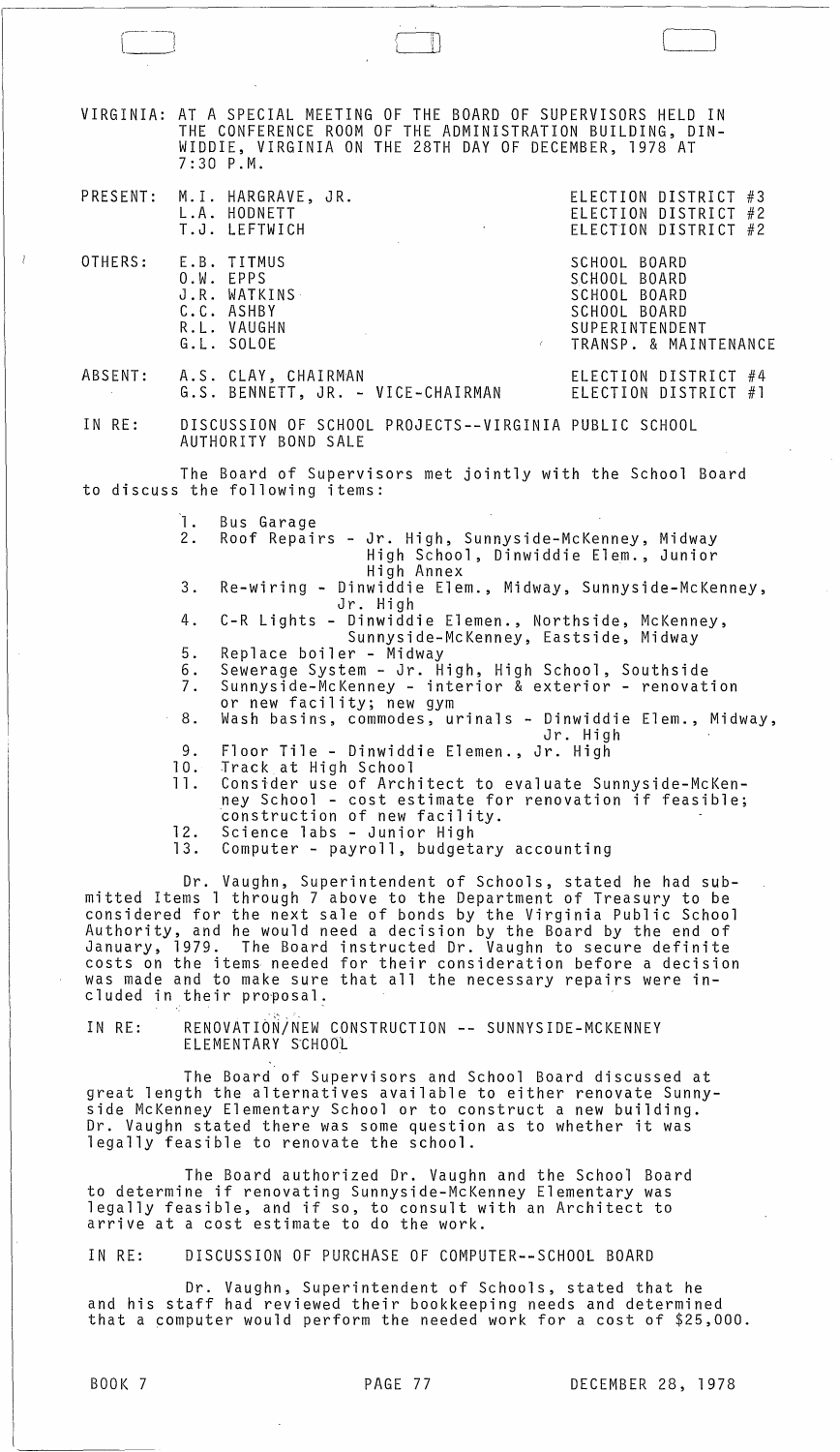VIRGINIA: AT A SPECIAL MEETING OF THE BOARD OF SUPERVISORS HELD IN THE CONFERENCE ROOM OF THE ADMINISTRATION BUILDING, DINWIDDIE, VIRGINIA ON THE 28TH DAY OF DECEMBER, 1978 AT 7:30 P.M.

| | | |
|---|---|---|
| PRESENT: | M.I. HARGRAVE, JR. | ELECTION DISTRICT #3 |
| | L.A. HODNETT | ELECTION DISTRICT #2 |
| | T.J. LEFTWICH | ELECTION DISTRICT #2 |
| OTHERS: | E.B. TITMUS | SCHOOL BOARD |
| | O.W. EPPS | SCHOOL BOARD |
| | J.R. WATKINS | SCHOOL BOARD |
| | C.C. ASHBY | SCHOOL BOARD |
| | R.L. VAUGHN | SUPERINTENDENT |
| | G.L. SOLOE | TRANSP. & MAINTENANCE |
| ABSENT: | A.S. CLAY, CHAIRMAN | ELECTION DISTRICT #4 |
| | G.S. BENNETT, JR. - VICE-CHAIRMAN | ELECTION DISTRICT #1 |

IN RE: DISCUSSION OF SCHOOL PROJECTS--VIRGINIA PUBLIC SCHOOL AUTHORITY BOND SALE

The Board of Supervisors met jointly with the School Board to discuss the following items:

1. Bus Garage
2. Roof Repairs - Jr. High, Sunnyside-McKenney, Midway High School, Dinwiddie Elem., Junior High Annex
3. Re-wiring - Dinwiddie Elem., Midway, Sunnyside-McKenney, Jr. High
4. C-R Lights - Dinwiddie Elemen., Northside, McKenney, Sunnyside-McKenney, Eastside, Midway
5. Replace boiler - Midway
6. Sewerage System - Jr. High, High School, Southside
7. Sunnyside-McKenney - interior & exterior - renovation or new facility; new gym
8. Wash basins, commodes, urinals - Dinwiddie Elem., Midway, Jr. High
9. Floor Tile - Dinwiddie Elemen., Jr. High
10. Track at High School
11. Consider use of Architect to evaluate Sunnyside-McKenney School - cost estimate for renovation if feasible; construction of new facility.
12. Science labs - Junior High
13. Computer - payroll, budgetary accounting

Dr. Vaughn, Superintendent of Schools, stated he had submitted Items 1 through 7 above to the Department of Treasury to be considered for the next sale of bonds by the Virginia Public School Authority, and he would need a decision by the Board by the end of January, 1979. The Board instructed Dr. Vaughn to secure definite costs on the items needed for their consideration before a decision was made and to make sure that all the necessary repairs were included in their proposal.

IN RE: RENOVATION/NEW CONSTRUCTION -- SUNNYSIDE-MCKENNEY ELEMENTARY SCHOOL

The Board of Supervisors and School Board discussed at great length the alternatives available to either renovate Sunnyside McKenney Elementary School or to construct a new building. Dr. Vaughn stated there was some question as to whether it was legally feasible to renovate the school.

The Board authorized Dr. Vaughn and the School Board to determine if renovating Sunnyside-McKenney Elementary was legally feasible, and if so, to consult with an Architect to arrive at a cost estimate to do the work.

IN RE: DISCUSSION OF PURCHASE OF COMPUTER--SCHOOL BOARD

Dr. Vaughn, Superintendent of Schools, stated that he and his staff had reviewed their bookkeeping needs and determined that a computer would perform the needed work for a cost of $25,000.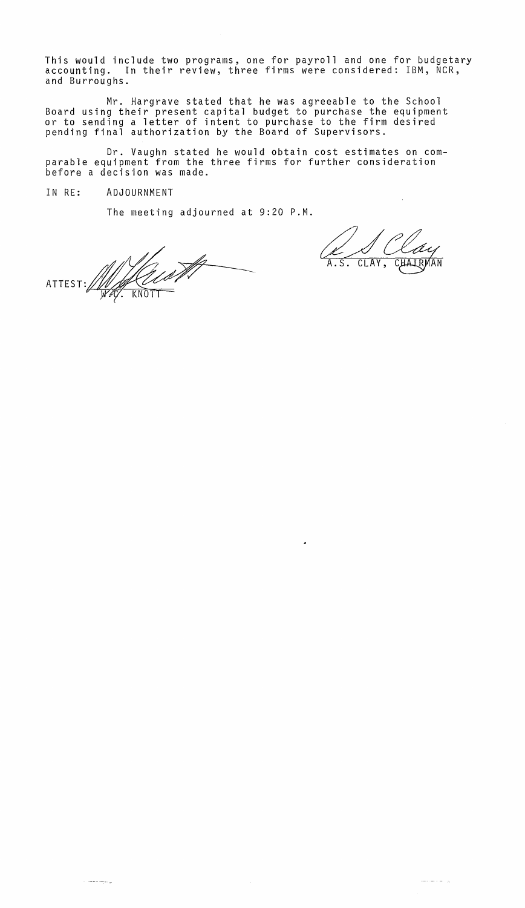This would include two programs, one for payroll and one for budgetary accounting. In their review, three firms were considered: IBM, NCR, and Burroughs.

Mr. Hargrave stated that he was agreeable to the School Board using their present capital budget to purchase the equipment or to sending a letter of intent to purchase to the firm desired pending final authorization by the Board of Supervisors.

Dr. Vaughn stated he would obtain cost estimates on comparable equipment from the three firms for further consideration before a decision was made.

IN RE: ADJOURNMENT

The meeting adjourned at 9:20 P.M.

A.S. CLAY, CHAIRMAN

ATTEST: W.C. KNOTT